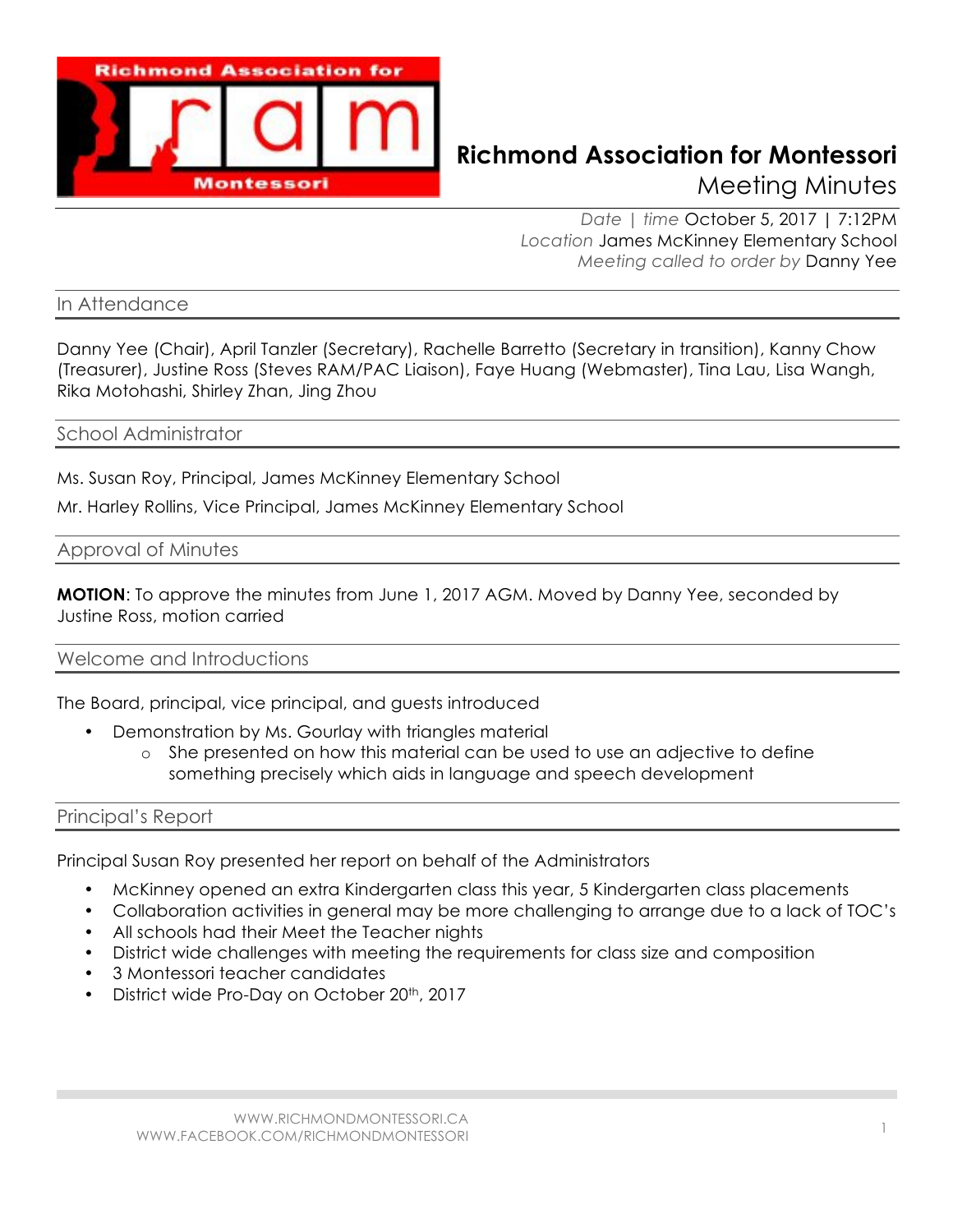# Richmond Association for Montessori

Meeting Minutes

*Date | time* October 5, 2017 | 7:12PM
*Location* James McKinney Elementary School
*Meeting called to order by* Danny Yee

## In Attendance

Danny Yee (Chair), April Tanzler (Secretary), Rachelle Barretto (Secretary in transition), Kanny Chow (Treasurer), Justine Ross (Steves RAM/PAC Liaison), Faye Huang (Webmaster), Tina Lau, Lisa Wangh, Rika Motohashi, Shirley Zhan, Jing Zhou

## School Administrator

Ms. Susan Roy, Principal, James McKinney Elementary School

Mr. Harley Rollins, Vice Principal, James McKinney Elementary School

## Approval of Minutes

**MOTION**: To approve the minutes from June 1, 2017 AGM. Moved by Danny Yee, seconded by Justine Ross, motion carried

## Welcome and Introductions

The Board, principal, vice principal, and guests introduced

- Demonstration by Ms. Gourlay with triangles material
  - She presented on how this material can be used to use an adjective to define something precisely which aids in language and speech development

## Principal's Report

Principal Susan Roy presented her report on behalf of the Administrators

- McKinney opened an extra Kindergarten class this year, 5 Kindergarten class placements
- Collaboration activities in general may be more challenging to arrange due to a lack of TOC's
- All schools had their Meet the Teacher nights
- District wide challenges with meeting the requirements for class size and composition
- 3 Montessori teacher candidates
- District wide Pro-Day on October 20th, 2017

WWW.RICHMONDMONTESSORI.CA
WWW.FACEBOOK.COM/RICHMONDMONTESSORI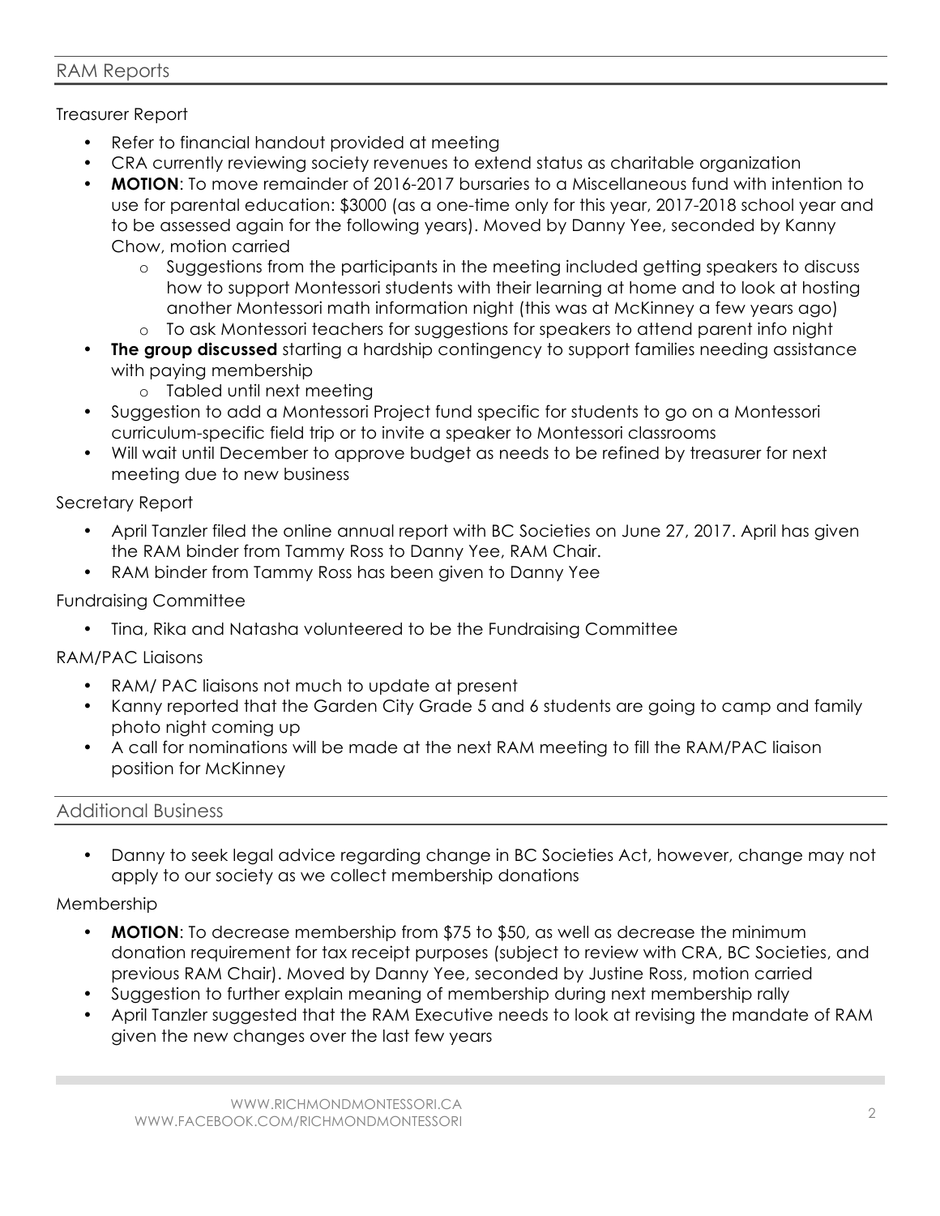## RAM Reports

### Treasurer Report

- Refer to financial handout provided at meeting
- CRA currently reviewing society revenues to extend status as charitable organization
- **MOTION**: To move remainder of 2016-2017 bursaries to a Miscellaneous fund with intention to use for parental education: $3000 (as a one-time only for this year, 2017-2018 school year and to be assessed again for the following years). Moved by Danny Yee, seconded by Kanny Chow, motion carried
  - Suggestions from the participants in the meeting included getting speakers to discuss how to support Montessori students with their learning at home and to look at hosting another Montessori math information night (this was at McKinney a few years ago)
  - To ask Montessori teachers for suggestions for speakers to attend parent info night
- **The group discussed** starting a hardship contingency to support families needing assistance with paying membership
  - Tabled until next meeting
- Suggestion to add a Montessori Project fund specific for students to go on a Montessori curriculum-specific field trip or to invite a speaker to Montessori classrooms
- Will wait until December to approve budget as needs to be refined by treasurer for next meeting due to new business

### Secretary Report

- April Tanzler filed the online annual report with BC Societies on June 27, 2017. April has given the RAM binder from Tammy Ross to Danny Yee, RAM Chair.
- RAM binder from Tammy Ross has been given to Danny Yee

### Fundraising Committee

- Tina, Rika and Natasha volunteered to be the Fundraising Committee

### RAM/PAC Liaisons

- RAM/ PAC liaisons not much to update at present
- Kanny reported that the Garden City Grade 5 and 6 students are going to camp and family photo night coming up
- A call for nominations will be made at the next RAM meeting to fill the RAM/PAC liaison position for McKinney

## Additional Business

- Danny to seek legal advice regarding change in BC Societies Act, however, change may not apply to our society as we collect membership donations

### Membership

- **MOTION**: To decrease membership from $75 to $50, as well as decrease the minimum donation requirement for tax receipt purposes (subject to review with CRA, BC Societies, and previous RAM Chair). Moved by Danny Yee, seconded by Justine Ross, motion carried
- Suggestion to further explain meaning of membership during next membership rally
- April Tanzler suggested that the RAM Executive needs to look at revising the mandate of RAM given the new changes over the last few years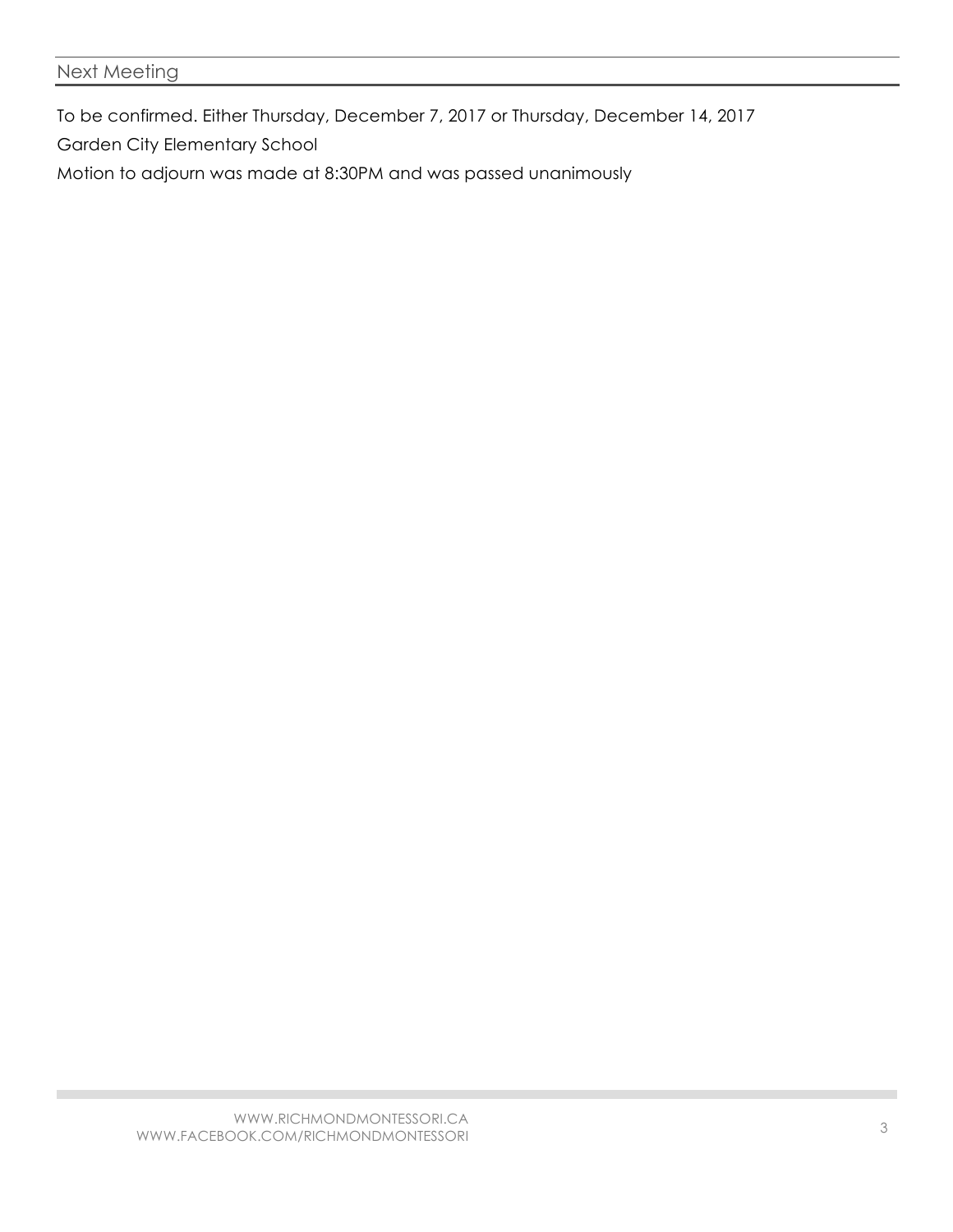## Next Meeting

To be confirmed. Either Thursday, December 7, 2017 or Thursday, December 14, 2017

Garden City Elementary School

Motion to adjourn was made at 8:30PM and was passed unanimously